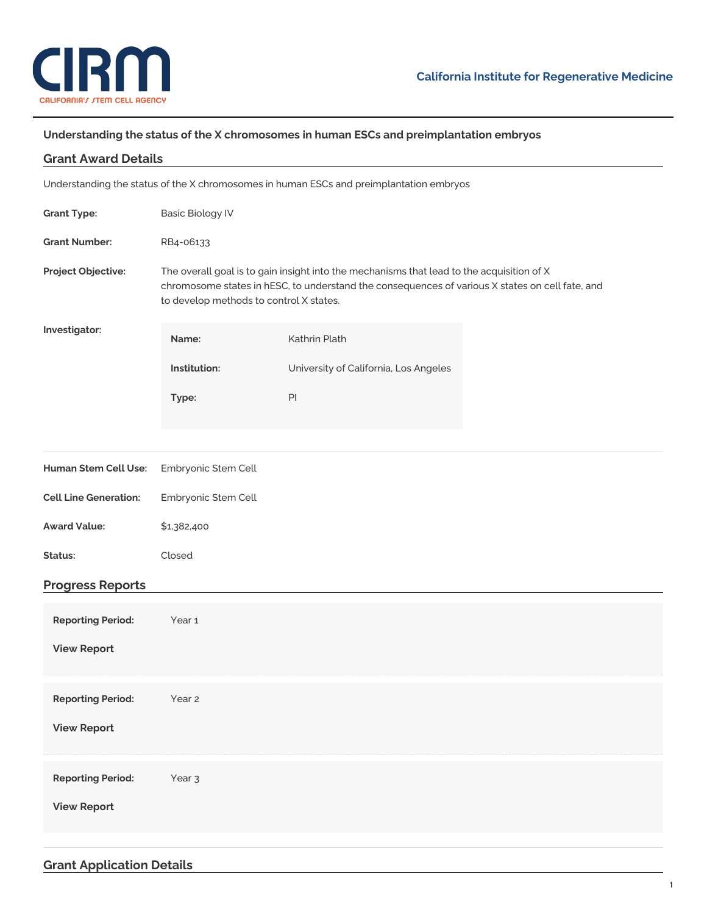# Understanding the status of the X chromosomes in human ESCs and preimplantation embryos

## Grant Award Details

Understanding the status of the X chromosomes in human ESCs and preimplantation embryos

**Grant Type:** Basic Biology IV

**Grant Number:** RB4-06133

**Project Objective:** The overall goal is to gain insight into the mechanisms that lead to the acquisition of X chromosome states in hESC, to understand the consequences of various X states on cell fate, and to develop methods to control X states.

**Investigator:**

| | |
|---|---|
| **Name:** | Kathrin Plath |
| **Institution:** | University of California, Los Angeles |
| **Type:** | PI |

**Human Stem Cell Use:** Embryonic Stem Cell

**Cell Line Generation:** Embryonic Stem Cell

**Award Value:** $1,382,400

**Status:** Closed

## Progress Reports

**Reporting Period:** Year 1

**View Report**

**Reporting Period:** Year 2

**View Report**

**Reporting Period:** Year 3

**View Report**

## Grant Application Details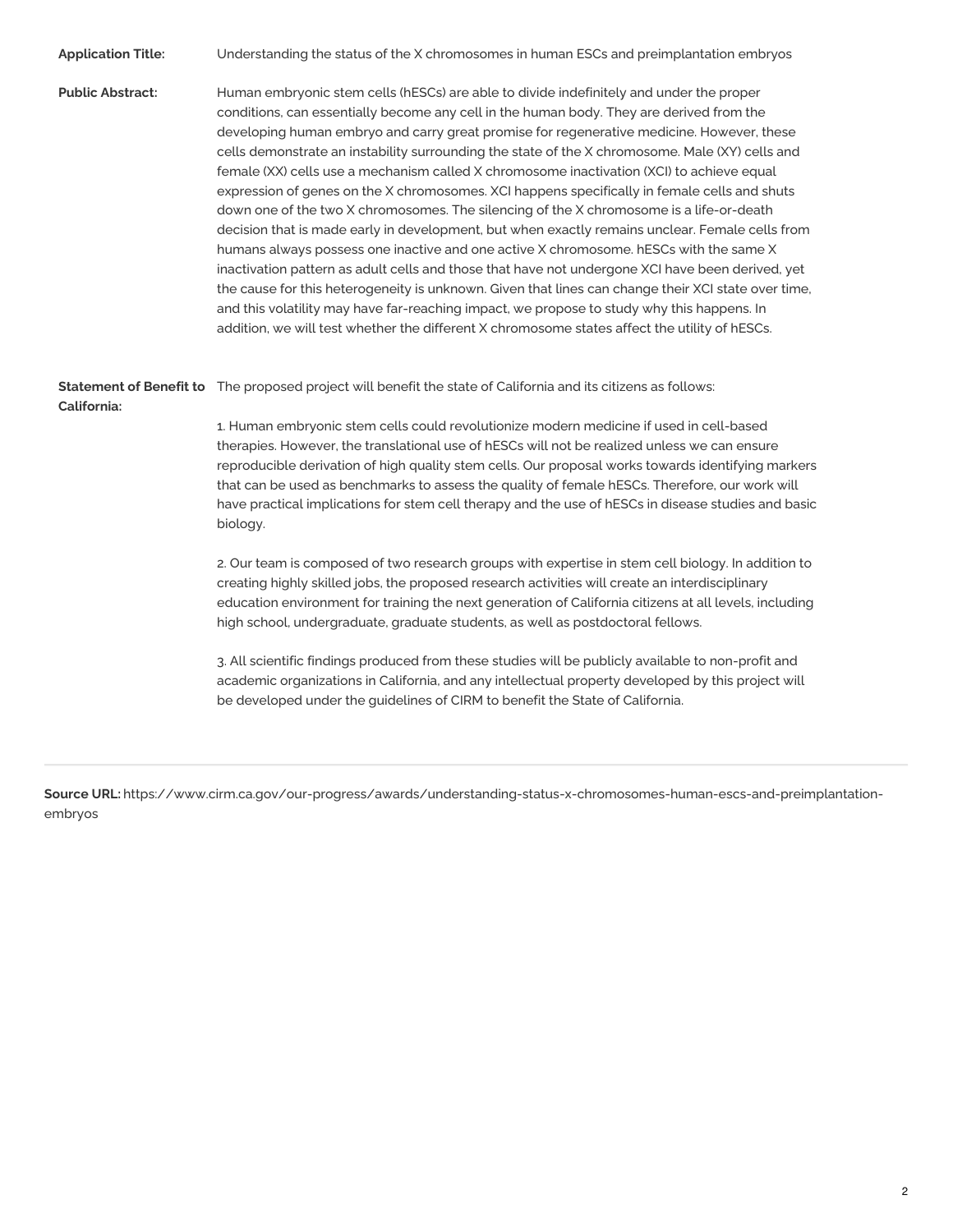**Application Title:** Understanding the status of the X chromosomes in human ESCs and preimplantation embryos

**Public Abstract:** Human embryonic stem cells (hESCs) are able to divide indefinitely and under the proper conditions, can essentially become any cell in the human body. They are derived from the developing human embryo and carry great promise for regenerative medicine. However, these cells demonstrate an instability surrounding the state of the X chromosome. Male (XY) cells and female (XX) cells use a mechanism called X chromosome inactivation (XCI) to achieve equal expression of genes on the X chromosomes. XCI happens specifically in female cells and shuts down one of the two X chromosomes. The silencing of the X chromosome is a life-or-death decision that is made early in development, but when exactly remains unclear. Female cells from humans always possess one inactive and one active X chromosome. hESCs with the same X inactivation pattern as adult cells and those that have not undergone XCI have been derived, yet the cause for this heterogeneity is unknown. Given that lines can change their XCI state over time, and this volatility may have far-reaching impact, we propose to study why this happens. In addition, we will test whether the different X chromosome states affect the utility of hESCs.

**Statement of Benefit to California:** The proposed project will benefit the state of California and its citizens as follows:

1. Human embryonic stem cells could revolutionize modern medicine if used in cell-based therapies. However, the translational use of hESCs will not be realized unless we can ensure reproducible derivation of high quality stem cells. Our proposal works towards identifying markers that can be used as benchmarks to assess the quality of female hESCs. Therefore, our work will have practical implications for stem cell therapy and the use of hESCs in disease studies and basic biology.

2. Our team is composed of two research groups with expertise in stem cell biology. In addition to creating highly skilled jobs, the proposed research activities will create an interdisciplinary education environment for training the next generation of California citizens at all levels, including high school, undergraduate, graduate students, as well as postdoctoral fellows.

3. All scientific findings produced from these studies will be publicly available to non-profit and academic organizations in California, and any intellectual property developed by this project will be developed under the guidelines of CIRM to benefit the State of California.

---

**Source URL:** https://www.cirm.ca.gov/our-progress/awards/understanding-status-x-chromosomes-human-escs-and-preimplantation-embryos